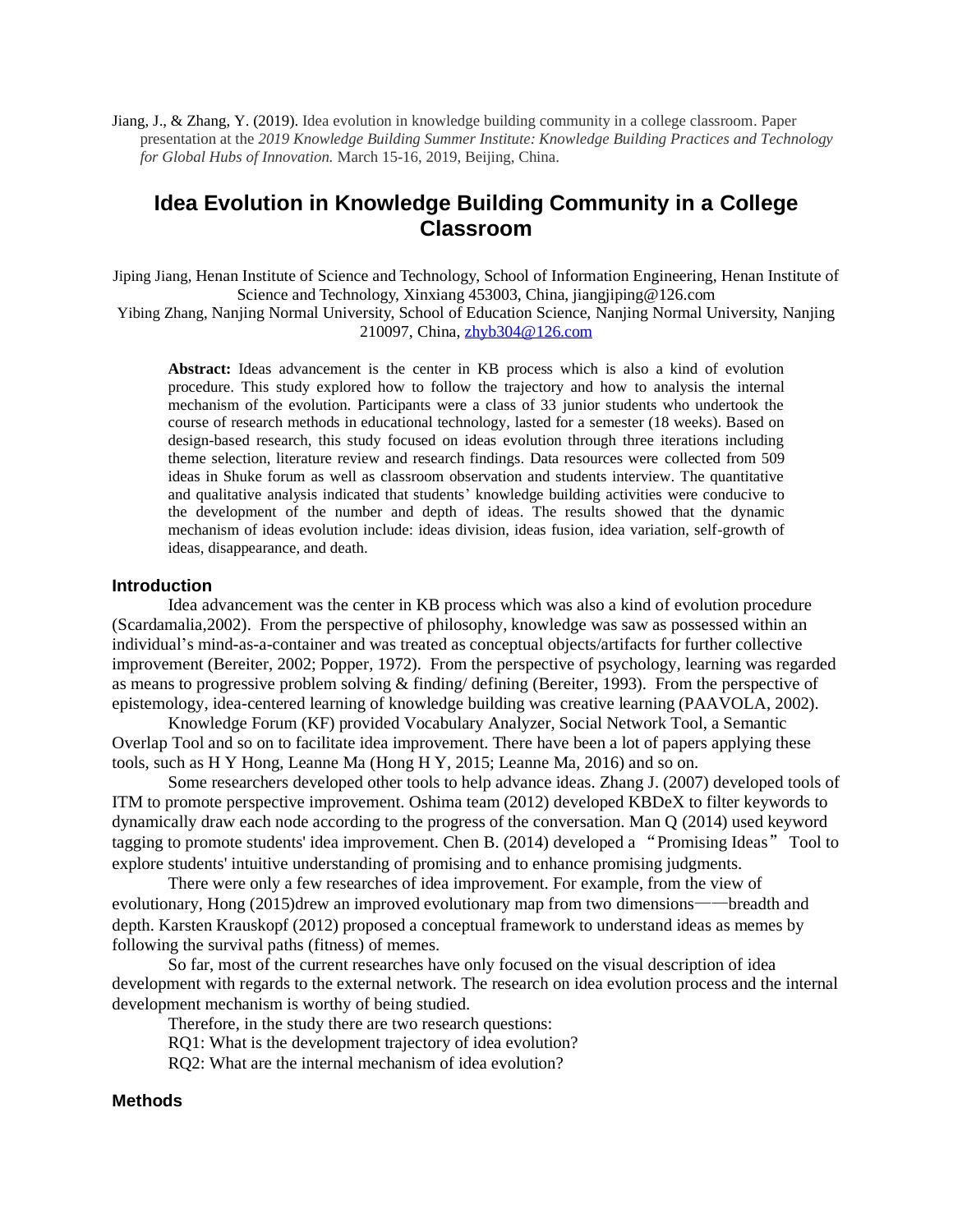Jiang, J., & Zhang, Y. (2019). Idea evolution in knowledge building community in a college classroom. Paper presentation at the *2019 Knowledge Building Summer Institute: Knowledge Building Practices and Technology for Global Hubs of Innovation.* March 15-16, 2019, Beijing, China.

# Idea Evolution in Knowledge Building Community in a College Classroom

Jiping Jiang, Henan Institute of Science and Technology, School of Information Engineering, Henan Institute of Science and Technology, Xinxiang 453003, China, jiangjiping@126.com
Yibing Zhang, Nanjing Normal University, School of Education Science, Nanjing Normal University, Nanjing 210097, China, zhyb304@126.com

**Abstract:** Ideas advancement is the center in KB process which is also a kind of evolution procedure. This study explored how to follow the trajectory and how to analysis the internal mechanism of the evolution. Participants were a class of 33 junior students who undertook the course of research methods in educational technology, lasted for a semester (18 weeks). Based on design-based research, this study focused on ideas evolution through three iterations including theme selection, literature review and research findings. Data resources were collected from 509 ideas in Shuke forum as well as classroom observation and students interview. The quantitative and qualitative analysis indicated that students' knowledge building activities were conducive to the development of the number and depth of ideas. The results showed that the dynamic mechanism of ideas evolution include: ideas division, ideas fusion, idea variation, self-growth of ideas, disappearance, and death.

## Introduction

Idea advancement was the center in KB process which was also a kind of evolution procedure (Scardamalia,2002). From the perspective of philosophy, knowledge was saw as possessed within an individual's mind-as-a-container and was treated as conceptual objects/artifacts for further collective improvement (Bereiter, 2002; Popper, 1972). From the perspective of psychology, learning was regarded as means to progressive problem solving & finding/ defining (Bereiter, 1993). From the perspective of epistemology, idea-centered learning of knowledge building was creative learning (PAAVOLA, 2002).

Knowledge Forum (KF) provided Vocabulary Analyzer, Social Network Tool, a Semantic Overlap Tool and so on to facilitate idea improvement. There have been a lot of papers applying these tools, such as H Y Hong, Leanne Ma (Hong H Y, 2015; Leanne Ma, 2016) and so on.

Some researchers developed other tools to help advance ideas. Zhang J. (2007) developed tools of ITM to promote perspective improvement. Oshima team (2012) developed KBDeX to filter keywords to dynamically draw each node according to the progress of the conversation. Man Q (2014) used keyword tagging to promote students' idea improvement. Chen B. (2014) developed a "Promising Ideas" Tool to explore students' intuitive understanding of promising and to enhance promising judgments.

There were only a few researches of idea improvement. For example, from the view of evolutionary, Hong (2015)drew an improved evolutionary map from two dimensions——breadth and depth. Karsten Krauskopf (2012) proposed a conceptual framework to understand ideas as memes by following the survival paths (fitness) of memes.

So far, most of the current researches have only focused on the visual description of idea development with regards to the external network. The research on idea evolution process and the internal development mechanism is worthy of being studied.

Therefore, in the study there are two research questions:

RQ1: What is the development trajectory of idea evolution?

RQ2: What are the internal mechanism of idea evolution?

## Methods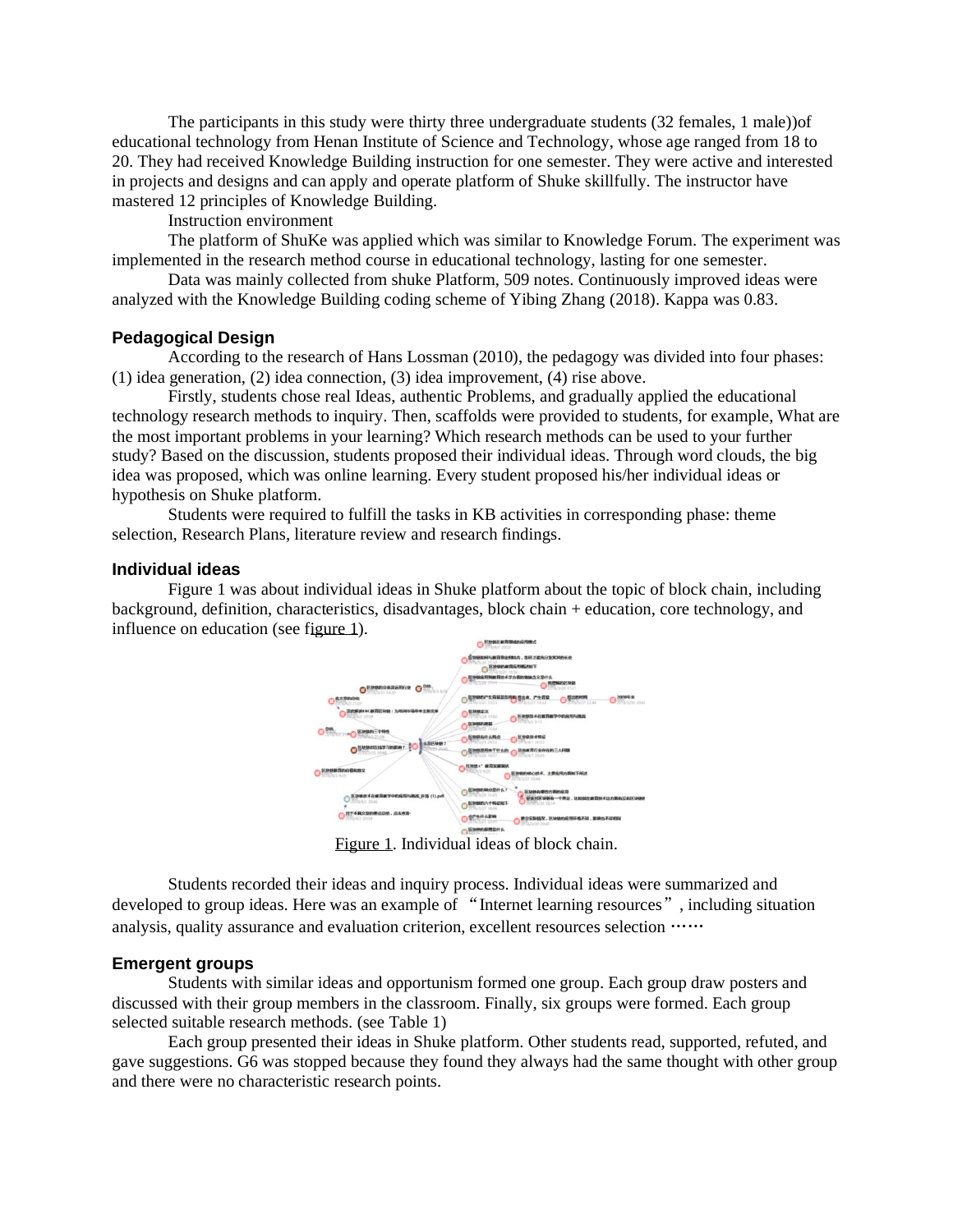The participants in this study were thirty three undergraduate students (32 females, 1 male))of educational technology from Henan Institute of Science and Technology, whose age ranged from 18 to 20. They had received Knowledge Building instruction for one semester. They were active and interested in projects and designs and can apply and operate platform of Shuke skillfully. The instructor have mastered 12 principles of Knowledge Building.

Instruction environment

The platform of ShuKe was applied which was similar to Knowledge Forum. The experiment was implemented in the research method course in educational technology, lasting for one semester.

Data was mainly collected from shuke Platform, 509 notes. Continuously improved ideas were analyzed with the Knowledge Building coding scheme of Yibing Zhang (2018). Kappa was 0.83.

### Pedagogical Design

According to the research of Hans Lossman (2010), the pedagogy was divided into four phases: (1) idea generation, (2) idea connection, (3) idea improvement, (4) rise above.

Firstly, students chose real Ideas, authentic Problems, and gradually applied the educational technology research methods to inquiry. Then, scaffolds were provided to students, for example, What are the most important problems in your learning? Which research methods can be used to your further study? Based on the discussion, students proposed their individual ideas. Through word clouds, the big idea was proposed, which was online learning. Every student proposed his/her individual ideas or hypothesis on Shuke platform.

Students were required to fulfill the tasks in KB activities in corresponding phase: theme selection, Research Plans, literature review and research findings.

### Individual ideas

Figure 1 was about individual ideas in Shuke platform about the topic of block chain, including background, definition, characteristics, disadvantages, block chain + education, core technology, and influence on education (see figure 1).

Figure 1. Individual ideas of block chain.

Students recorded their ideas and inquiry process. Individual ideas were summarized and developed to group ideas. Here was an example of "Internet learning resources", including situation analysis, quality assurance and evaluation criterion, excellent resources selection ……

### Emergent groups

Students with similar ideas and opportunism formed one group. Each group draw posters and discussed with their group members in the classroom. Finally, six groups were formed. Each group selected suitable research methods. (see Table 1)

Each group presented their ideas in Shuke platform. Other students read, supported, refuted, and gave suggestions. G6 was stopped because they found they always had the same thought with other group and there were no characteristic research points.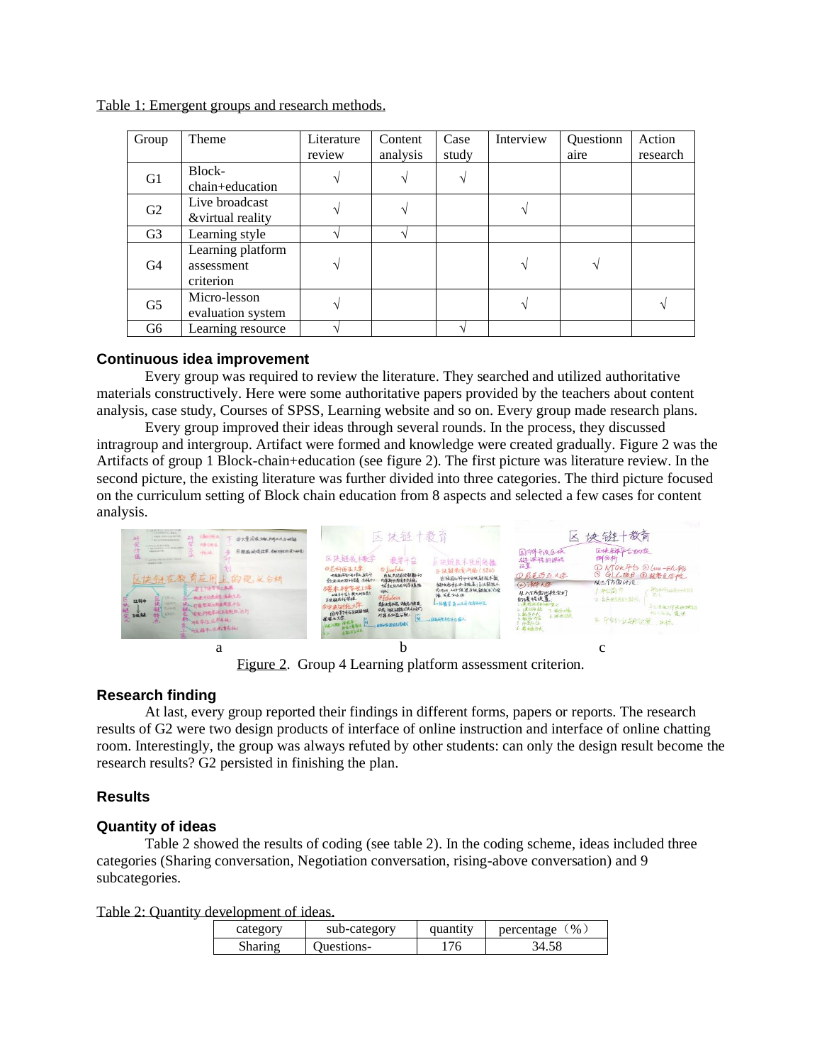Table 1: Emergent groups and research methods.

| Group | Theme | Literature review | Content analysis | Case study | Interview | Questionnaire | Action research |
|---|---|---|---|---|---|---|---|
| G1 | Block-chain+education | √ | √ | √ | | | |
| G2 | Live broadcast &virtual reality | √ | √ | | √ | | |
| G3 | Learning style | √ | √ | | | | |
| G4 | Learning platform assessment criterion | √ | | | √ | √ | |
| G5 | Micro-lesson evaluation system | √ | | | √ | | √ |
| G6 | Learning resource | √ | | √ | | | |

### Continuous idea improvement

Every group was required to review the literature. They searched and utilized authoritative materials constructively. Here were some authoritative papers provided by the teachers about content analysis, case study, Courses of SPSS, Learning website and so on. Every group made research plans.

Every group improved their ideas through several rounds. In the process, they discussed intragroup and intergroup. Artifact were formed and knowledge were created gradually. Figure 2 was the Artifacts of group 1 Block-chain+education (see figure 2). The first picture was literature review. In the second picture, the existing literature was further divided into three categories. The third picture focused on the curriculum setting of Block chain education from 8 aspects and selected a few cases for content analysis.

a b c

Figure 2. Group 4 Learning platform assessment criterion.

### Research finding

At last, every group reported their findings in different forms, papers or reports. The research results of G2 were two design products of interface of online instruction and interface of online chatting room. Interestingly, the group was always refuted by other students: can only the design result become the research results? G2 persisted in finishing the plan.

## Results

### Quantity of ideas

Table 2 showed the results of coding (see table 2). In the coding scheme, ideas included three categories (Sharing conversation, Negotiation conversation, rising-above conversation) and 9 subcategories.

Table 2: Quantity development of ideas.

| category | sub-category | quantity | percentage（%） |
|---|---|---|---|
| Sharing | Questions- | 176 | 34.58 |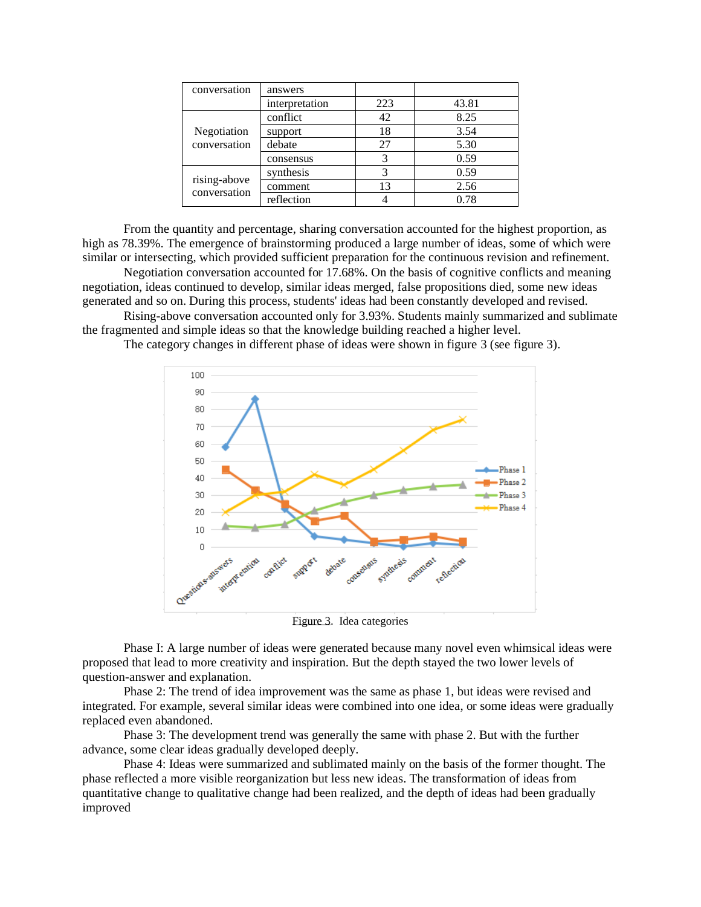| conversation | answers | | |
|---|---|---|---|
| | interpretation | 223 | 43.81 |
| Negotiation conversation | conflict | 42 | 8.25 |
| | support | 18 | 3.54 |
| | debate | 27 | 5.30 |
| | consensus | 3 | 0.59 |
| rising-above conversation | synthesis | 3 | 0.59 |
| | comment | 13 | 2.56 |
| | reflection | 4 | 0.78 |

From the quantity and percentage, sharing conversation accounted for the highest proportion, as high as 78.39%. The emergence of brainstorming produced a large number of ideas, some of which were similar or intersecting, which provided sufficient preparation for the continuous revision and refinement.

Negotiation conversation accounted for 17.68%. On the basis of cognitive conflicts and meaning negotiation, ideas continued to develop, similar ideas merged, false propositions died, some new ideas generated and so on. During this process, students' ideas had been constantly developed and revised.

Rising-above conversation accounted only for 3.93%. Students mainly summarized and sublimate the fragmented and simple ideas so that the knowledge building reached a higher level.

The category changes in different phase of ideas were shown in figure 3 (see figure 3).

Figure 3. Idea categories

Phase I: A large number of ideas were generated because many novel even whimsical ideas were proposed that lead to more creativity and inspiration. But the depth stayed the two lower levels of question-answer and explanation.

Phase 2: The trend of idea improvement was the same as phase 1, but ideas were revised and integrated. For example, several similar ideas were combined into one idea, or some ideas were gradually replaced even abandoned.

Phase 3: The development trend was generally the same with phase 2. But with the further advance, some clear ideas gradually developed deeply.

Phase 4: Ideas were summarized and sublimated mainly on the basis of the former thought. The phase reflected a more visible reorganization but less new ideas. The transformation of ideas from quantitative change to qualitative change had been realized, and the depth of ideas had been gradually improved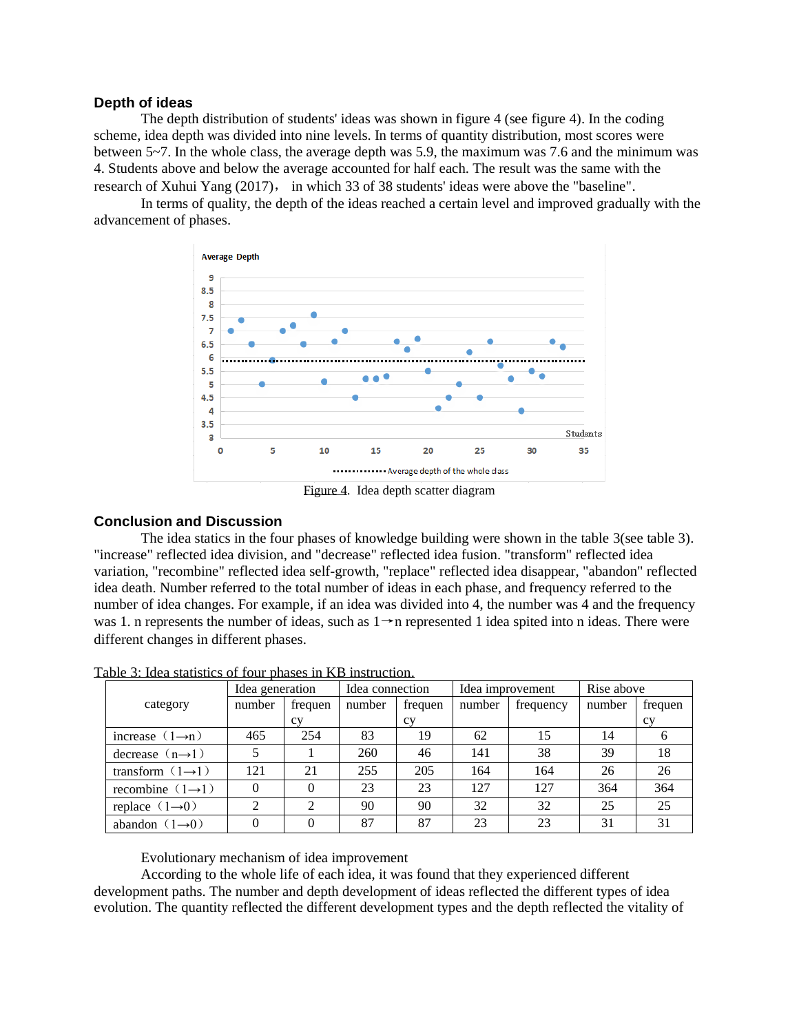### Depth of ideas

The depth distribution of students' ideas was shown in figure 4 (see figure 4). In the coding scheme, idea depth was divided into nine levels. In terms of quantity distribution, most scores were between 5~7. In the whole class, the average depth was 5.9, the maximum was 7.6 and the minimum was 4. Students above and below the average accounted for half each. The result was the same with the research of Xuhui Yang (2017)， in which 33 of 38 students' ideas were above the "baseline".

In terms of quality, the depth of the ideas reached a certain level and improved gradually with the advancement of phases.

Figure 4. Idea depth scatter diagram

### Conclusion and Discussion

The idea statics in the four phases of knowledge building were shown in the table 3(see table 3). "increase" reflected idea division, and "decrease" reflected idea fusion. "transform" reflected idea variation, "recombine" reflected idea self-growth, "replace" reflected idea disappear, "abandon" reflected idea death. Number referred to the total number of ideas in each phase, and frequency referred to the number of idea changes. For example, if an idea was divided into 4, the number was 4 and the frequency was 1. n represents the number of ideas, such as 1→n represented 1 idea spited into n ideas. There were different changes in different phases.

Table 3: Idea statistics of four phases in KB instruction.

| category | Idea generation | | Idea connection | | Idea improvement | | Rise above | |
|---|---|---|---|---|---|---|---|---|
| | number | frequency | number | frequency | number | frequency | number | frequency |
| increase（1→n） | 465 | 254 | 83 | 19 | 62 | 15 | 14 | 6 |
| decrease（n→1） | 5 | 1 | 260 | 46 | 141 | 38 | 39 | 18 |
| transform（1→1） | 121 | 21 | 255 | 205 | 164 | 164 | 26 | 26 |
| recombine（1→1） | 0 | 0 | 23 | 23 | 127 | 127 | 364 | 364 |
| replace（1→0） | 2 | 2 | 90 | 90 | 32 | 32 | 25 | 25 |
| abandon（1→0） | 0 | 0 | 87 | 87 | 23 | 23 | 31 | 31 |

Evolutionary mechanism of idea improvement

According to the whole life of each idea, it was found that they experienced different development paths. The number and depth development of ideas reflected the different types of idea evolution. The quantity reflected the different development types and the depth reflected the vitality of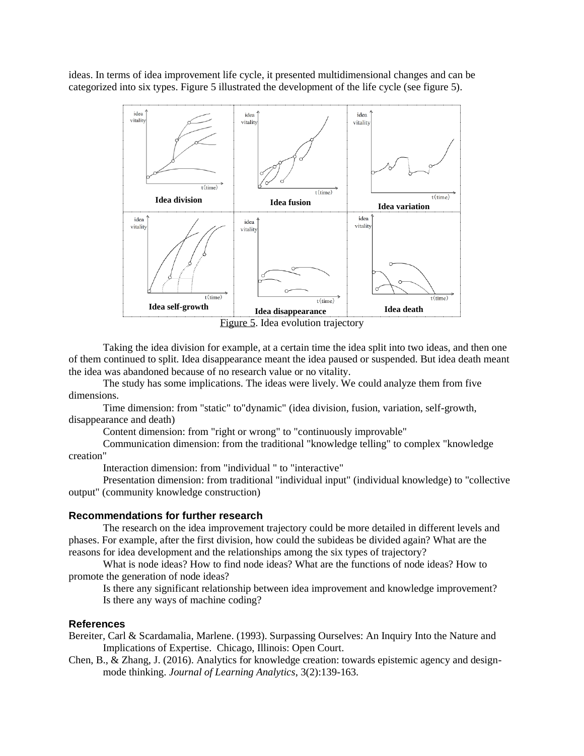ideas. In terms of idea improvement life cycle, it presented multidimensional changes and can be categorized into six types. Figure 5 illustrated the development of the life cycle (see figure 5).

Figure 5. Idea evolution trajectory

Taking the idea division for example, at a certain time the idea split into two ideas, and then one of them continued to split. Idea disappearance meant the idea paused or suspended. But idea death meant the idea was abandoned because of no research value or no vitality.

The study has some implications. The ideas were lively. We could analyze them from five dimensions.

Time dimension: from "static" to"dynamic" (idea division, fusion, variation, self-growth, disappearance and death)

Content dimension: from "right or wrong" to "continuously improvable"

Communication dimension: from the traditional "knowledge telling" to complex "knowledge creation"

Interaction dimension: from "individual " to "interactive"

Presentation dimension: from traditional "individual input" (individual knowledge) to "collective output" (community knowledge construction)

### Recommendations for further research

The research on the idea improvement trajectory could be more detailed in different levels and phases. For example, after the first division, how could the subideas be divided again? What are the reasons for idea development and the relationships among the six types of trajectory?

What is node ideas? How to find node ideas? What are the functions of node ideas? How to promote the generation of node ideas?

Is there any significant relationship between idea improvement and knowledge improvement?

Is there any ways of machine coding?

### References

Bereiter, Carl & Scardamalia, Marlene. (1993). Surpassing Ourselves: An Inquiry Into the Nature and Implications of Expertise. Chicago, Illinois: Open Court.

Chen, B., & Zhang, J. (2016). Analytics for knowledge creation: towards epistemic agency and design-mode thinking. *Journal of Learning Analytics*, 3(2):139-163.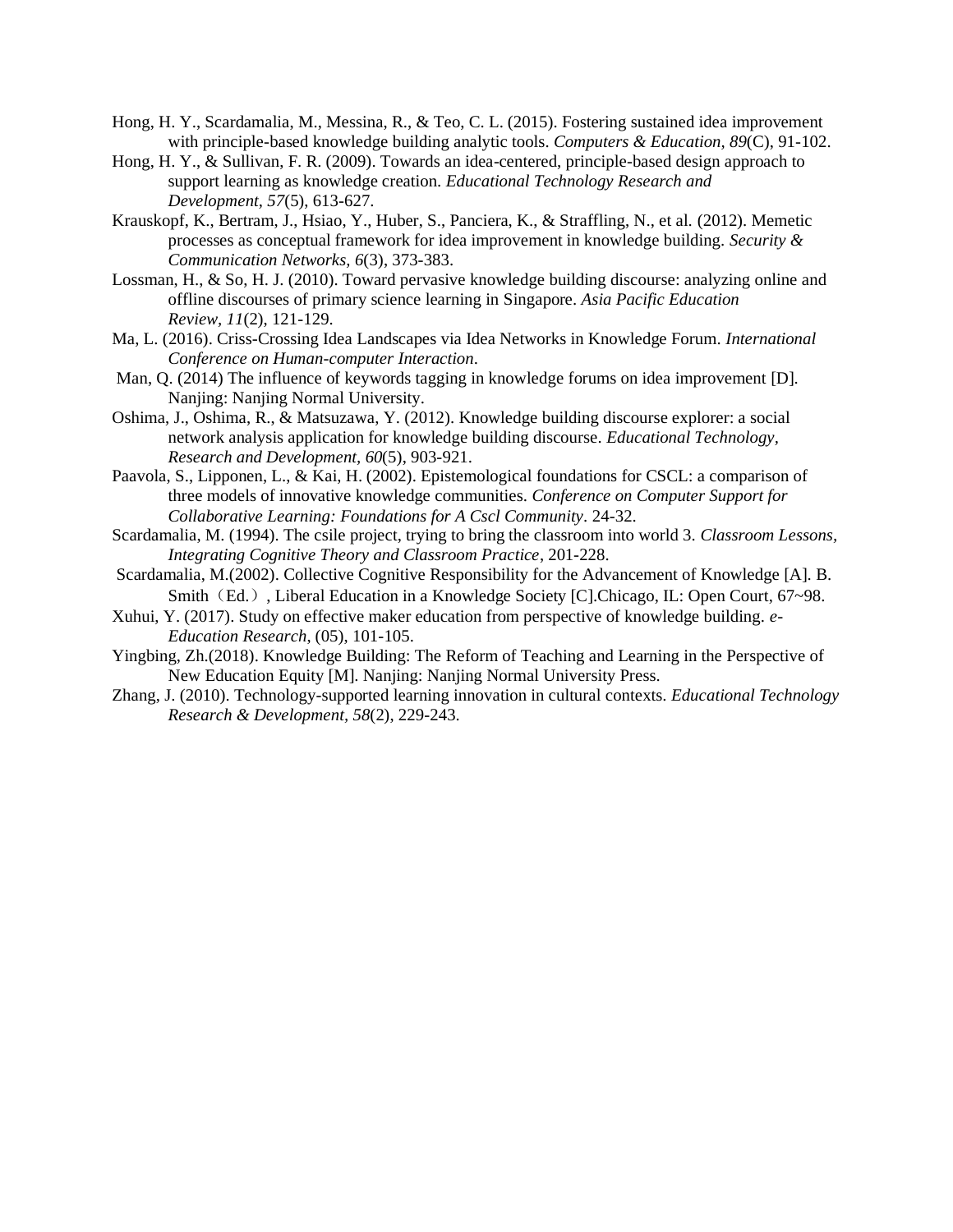Hong, H. Y., Scardamalia, M., Messina, R., & Teo, C. L. (2015). Fostering sustained idea improvement with principle-based knowledge building analytic tools. *Computers & Education*, *89*(C), 91-102.

Hong, H. Y., & Sullivan, F. R. (2009). Towards an idea-centered, principle-based design approach to support learning as knowledge creation. *Educational Technology Research and Development, 57*(5), 613-627.

Krauskopf, K., Bertram, J., Hsiao, Y., Huber, S., Panciera, K., & Straffling, N., et al. (2012). Memetic processes as conceptual framework for idea improvement in knowledge building. *Security & Communication Networks, 6*(3), 373-383.

Lossman, H., & So, H. J. (2010). Toward pervasive knowledge building discourse: analyzing online and offline discourses of primary science learning in Singapore. *Asia Pacific Education Review, 11*(2), 121-129.

Ma, L. (2016). Criss-Crossing Idea Landscapes via Idea Networks in Knowledge Forum. *International Conference on Human-computer Interaction*.

Man, Q. (2014) The influence of keywords tagging in knowledge forums on idea improvement [D]. Nanjing: Nanjing Normal University.

Oshima, J., Oshima, R., & Matsuzawa, Y. (2012). Knowledge building discourse explorer: a social network analysis application for knowledge building discourse. *Educational Technology, Research and Development, 60*(5), 903-921.

Paavola, S., Lipponen, L., & Kai, H. (2002). Epistemological foundations for CSCL: a comparison of three models of innovative knowledge communities. *Conference on Computer Support for Collaborative Learning: Foundations for A Cscl Community*. 24-32.

Scardamalia, M. (1994). The csile project, trying to bring the classroom into world 3. *Classroom Lessons, Integrating Cognitive Theory and Classroom Practice*, 201-228.

Scardamalia, M.(2002). Collective Cognitive Responsibility for the Advancement of Knowledge [A]. B. Smith（Ed.）, Liberal Education in a Knowledge Society [C].Chicago, IL: Open Court, 67~98.

Xuhui, Y. (2017). Study on effective maker education from perspective of knowledge building. *e-Education Research*, (05), 101-105.

Yingbing, Zh.(2018). Knowledge Building: The Reform of Teaching and Learning in the Perspective of New Education Equity [M]. Nanjing: Nanjing Normal University Press.

Zhang, J. (2010). Technology-supported learning innovation in cultural contexts. *Educational Technology Research & Development, 58*(2), 229-243.